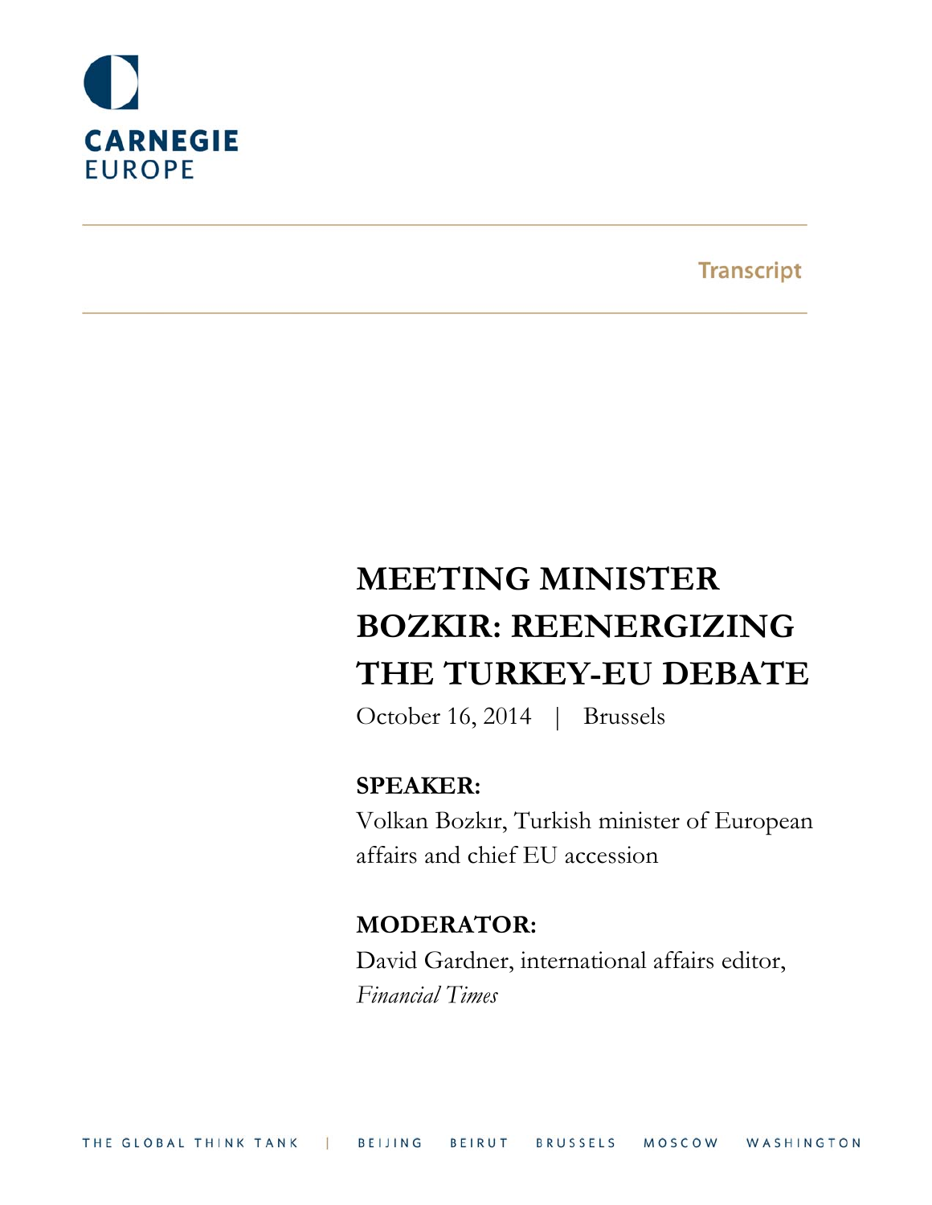CARNEGIE
EUROPE

Transcript

# MEETING MINISTER BOZKIR: REENERGIZING THE TURKEY-EU DEBATE

October 16, 2014 | Brussels

**SPEAKER:**

Volkan Bozkır, Turkish minister of European affairs and chief EU accession

**MODERATOR:**

David Gardner, international affairs editor, *Financial Times*

THE GLOBAL THINK TANK | BEIJING BEIRUT BRUSSELS MOSCOW WASHINGTON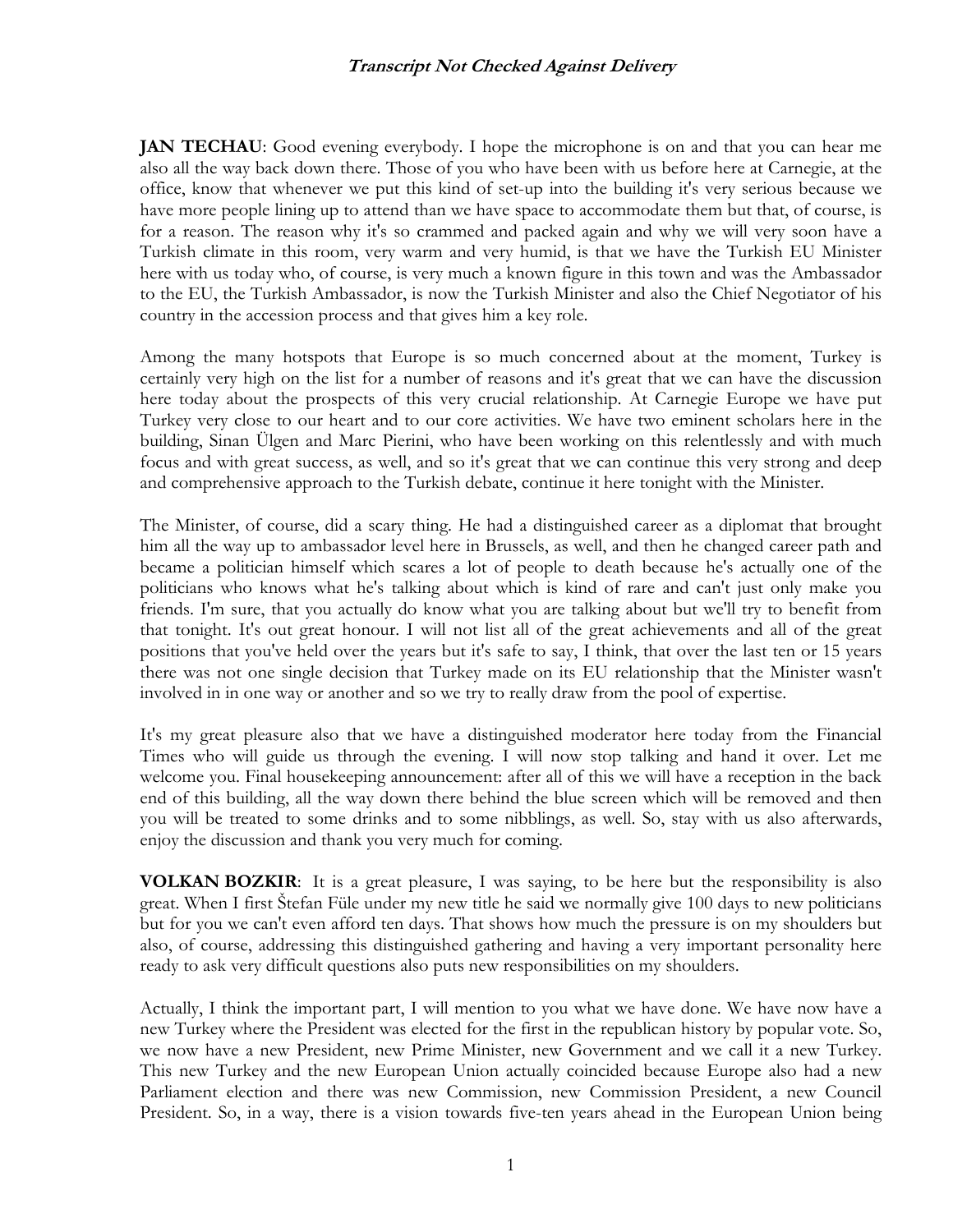**Transcript Not Checked Against Delivery**

**JAN TECHAU**: Good evening everybody. I hope the microphone is on and that you can hear me also all the way back down there. Those of you who have been with us before here at Carnegie, at the office, know that whenever we put this kind of set-up into the building it's very serious because we have more people lining up to attend than we have space to accommodate them but that, of course, is for a reason. The reason why it's so crammed and packed again and why we will very soon have a Turkish climate in this room, very warm and very humid, is that we have the Turkish EU Minister here with us today who, of course, is very much a known figure in this town and was the Ambassador to the EU, the Turkish Ambassador, is now the Turkish Minister and also the Chief Negotiator of his country in the accession process and that gives him a key role.

Among the many hotspots that Europe is so much concerned about at the moment, Turkey is certainly very high on the list for a number of reasons and it's great that we can have the discussion here today about the prospects of this very crucial relationship. At Carnegie Europe we have put Turkey very close to our heart and to our core activities. We have two eminent scholars here in the building, Sinan Ülgen and Marc Pierini, who have been working on this relentlessly and with much focus and with great success, as well, and so it's great that we can continue this very strong and deep and comprehensive approach to the Turkish debate, continue it here tonight with the Minister.

The Minister, of course, did a scary thing. He had a distinguished career as a diplomat that brought him all the way up to ambassador level here in Brussels, as well, and then he changed career path and became a politician himself which scares a lot of people to death because he's actually one of the politicians who knows what he's talking about which is kind of rare and can't just only make you friends. I'm sure, that you actually do know what you are talking about but we'll try to benefit from that tonight. It's out great honour. I will not list all of the great achievements and all of the great positions that you've held over the years but it's safe to say, I think, that over the last ten or 15 years there was not one single decision that Turkey made on its EU relationship that the Minister wasn't involved in in one way or another and so we try to really draw from the pool of expertise.

It's my great pleasure also that we have a distinguished moderator here today from the Financial Times who will guide us through the evening. I will now stop talking and hand it over. Let me welcome you. Final housekeeping announcement: after all of this we will have a reception in the back end of this building, all the way down there behind the blue screen which will be removed and then you will be treated to some drinks and to some nibblings, as well. So, stay with us also afterwards, enjoy the discussion and thank you very much for coming.

**VOLKAN BOZKIR**: It is a great pleasure, I was saying, to be here but the responsibility is also great. When I first Štefan Füle under my new title he said we normally give 100 days to new politicians but for you we can't even afford ten days. That shows how much the pressure is on my shoulders but also, of course, addressing this distinguished gathering and having a very important personality here ready to ask very difficult questions also puts new responsibilities on my shoulders.

Actually, I think the important part, I will mention to you what we have done. We have now have a new Turkey where the President was elected for the first in the republican history by popular vote. So, we now have a new President, new Prime Minister, new Government and we call it a new Turkey. This new Turkey and the new European Union actually coincided because Europe also had a new Parliament election and there was new Commission, new Commission President, a new Council President. So, in a way, there is a vision towards five-ten years ahead in the European Union being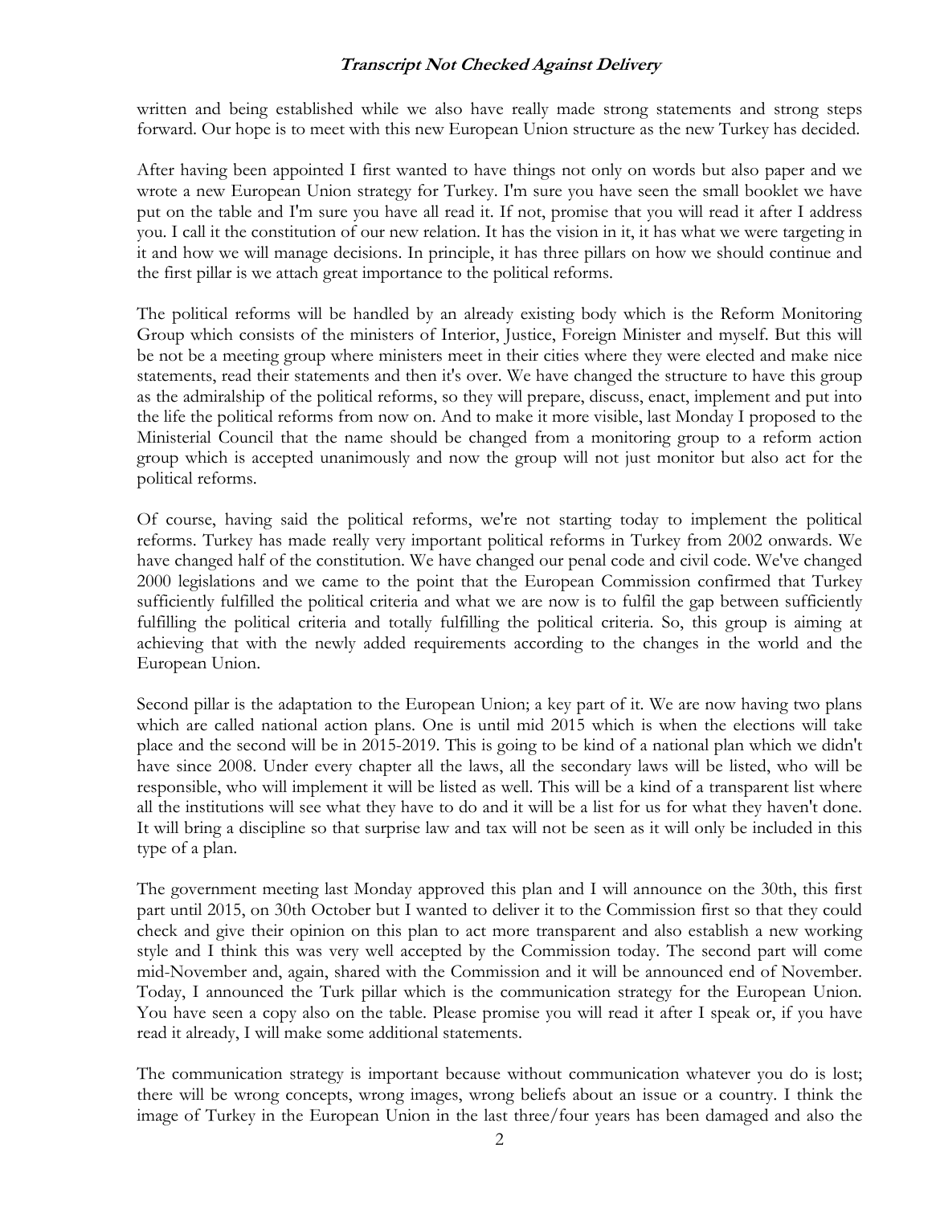written and being established while we also have really made strong statements and strong steps forward. Our hope is to meet with this new European Union structure as the new Turkey has decided.

After having been appointed I first wanted to have things not only on words but also paper and we wrote a new European Union strategy for Turkey. I'm sure you have seen the small booklet we have put on the table and I'm sure you have all read it. If not, promise that you will read it after I address you. I call it the constitution of our new relation. It has the vision in it, it has what we were targeting in it and how we will manage decisions. In principle, it has three pillars on how we should continue and the first pillar is we attach great importance to the political reforms.

The political reforms will be handled by an already existing body which is the Reform Monitoring Group which consists of the ministers of Interior, Justice, Foreign Minister and myself. But this will be not be a meeting group where ministers meet in their cities where they were elected and make nice statements, read their statements and then it's over. We have changed the structure to have this group as the admiralship of the political reforms, so they will prepare, discuss, enact, implement and put into the life the political reforms from now on. And to make it more visible, last Monday I proposed to the Ministerial Council that the name should be changed from a monitoring group to a reform action group which is accepted unanimously and now the group will not just monitor but also act for the political reforms.

Of course, having said the political reforms, we're not starting today to implement the political reforms. Turkey has made really very important political reforms in Turkey from 2002 onwards. We have changed half of the constitution. We have changed our penal code and civil code. We've changed 2000 legislations and we came to the point that the European Commission confirmed that Turkey sufficiently fulfilled the political criteria and what we are now is to fulfil the gap between sufficiently fulfilling the political criteria and totally fulfilling the political criteria. So, this group is aiming at achieving that with the newly added requirements according to the changes in the world and the European Union.

Second pillar is the adaptation to the European Union; a key part of it. We are now having two plans which are called national action plans. One is until mid 2015 which is when the elections will take place and the second will be in 2015-2019. This is going to be kind of a national plan which we didn't have since 2008. Under every chapter all the laws, all the secondary laws will be listed, who will be responsible, who will implement it will be listed as well. This will be a kind of a transparent list where all the institutions will see what they have to do and it will be a list for us for what they haven't done. It will bring a discipline so that surprise law and tax will not be seen as it will only be included in this type of a plan.

The government meeting last Monday approved this plan and I will announce on the 30th, this first part until 2015, on 30th October but I wanted to deliver it to the Commission first so that they could check and give their opinion on this plan to act more transparent and also establish a new working style and I think this was very well accepted by the Commission today. The second part will come mid-November and, again, shared with the Commission and it will be announced end of November. Today, I announced the Turk pillar which is the communication strategy for the European Union. You have seen a copy also on the table. Please promise you will read it after I speak or, if you have read it already, I will make some additional statements.

The communication strategy is important because without communication whatever you do is lost; there will be wrong concepts, wrong images, wrong beliefs about an issue or a country. I think the image of Turkey in the European Union in the last three/four years has been damaged and also the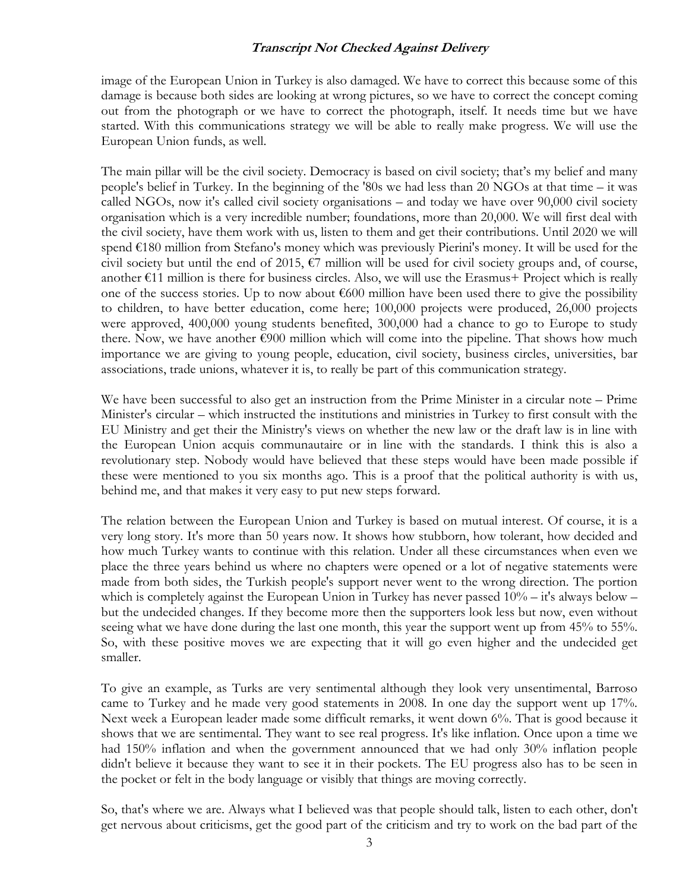image of the European Union in Turkey is also damaged. We have to correct this because some of this damage is because both sides are looking at wrong pictures, so we have to correct the concept coming out from the photograph or we have to correct the photograph, itself. It needs time but we have started. With this communications strategy we will be able to really make progress. We will use the European Union funds, as well.

The main pillar will be the civil society. Democracy is based on civil society; that's my belief and many people's belief in Turkey. In the beginning of the '80s we had less than 20 NGOs at that time – it was called NGOs, now it's called civil society organisations – and today we have over 90,000 civil society organisation which is a very incredible number; foundations, more than 20,000. We will first deal with the civil society, have them work with us, listen to them and get their contributions. Until 2020 we will spend €180 million from Stefano's money which was previously Pierini's money. It will be used for the civil society but until the end of 2015, €7 million will be used for civil society groups and, of course, another €11 million is there for business circles. Also, we will use the Erasmus+ Project which is really one of the success stories. Up to now about €600 million have been used there to give the possibility to children, to have better education, come here; 100,000 projects were produced, 26,000 projects were approved, 400,000 young students benefited, 300,000 had a chance to go to Europe to study there. Now, we have another €900 million which will come into the pipeline. That shows how much importance we are giving to young people, education, civil society, business circles, universities, bar associations, trade unions, whatever it is, to really be part of this communication strategy.

We have been successful to also get an instruction from the Prime Minister in a circular note – Prime Minister's circular – which instructed the institutions and ministries in Turkey to first consult with the EU Ministry and get their the Ministry's views on whether the new law or the draft law is in line with the European Union acquis communautaire or in line with the standards. I think this is also a revolutionary step. Nobody would have believed that these steps would have been made possible if these were mentioned to you six months ago. This is a proof that the political authority is with us, behind me, and that makes it very easy to put new steps forward.

The relation between the European Union and Turkey is based on mutual interest. Of course, it is a very long story. It's more than 50 years now. It shows how stubborn, how tolerant, how decided and how much Turkey wants to continue with this relation. Under all these circumstances when even we place the three years behind us where no chapters were opened or a lot of negative statements were made from both sides, the Turkish people's support never went to the wrong direction. The portion which is completely against the European Union in Turkey has never passed 10% – it's always below – but the undecided changes. If they become more then the supporters look less but now, even without seeing what we have done during the last one month, this year the support went up from 45% to 55%. So, with these positive moves we are expecting that it will go even higher and the undecided get smaller.

To give an example, as Turks are very sentimental although they look very unsentimental, Barroso came to Turkey and he made very good statements in 2008. In one day the support went up 17%. Next week a European leader made some difficult remarks, it went down 6%. That is good because it shows that we are sentimental. They want to see real progress. It's like inflation. Once upon a time we had 150% inflation and when the government announced that we had only 30% inflation people didn't believe it because they want to see it in their pockets. The EU progress also has to be seen in the pocket or felt in the body language or visibly that things are moving correctly.

So, that's where we are. Always what I believed was that people should talk, listen to each other, don't get nervous about criticisms, get the good part of the criticism and try to work on the bad part of the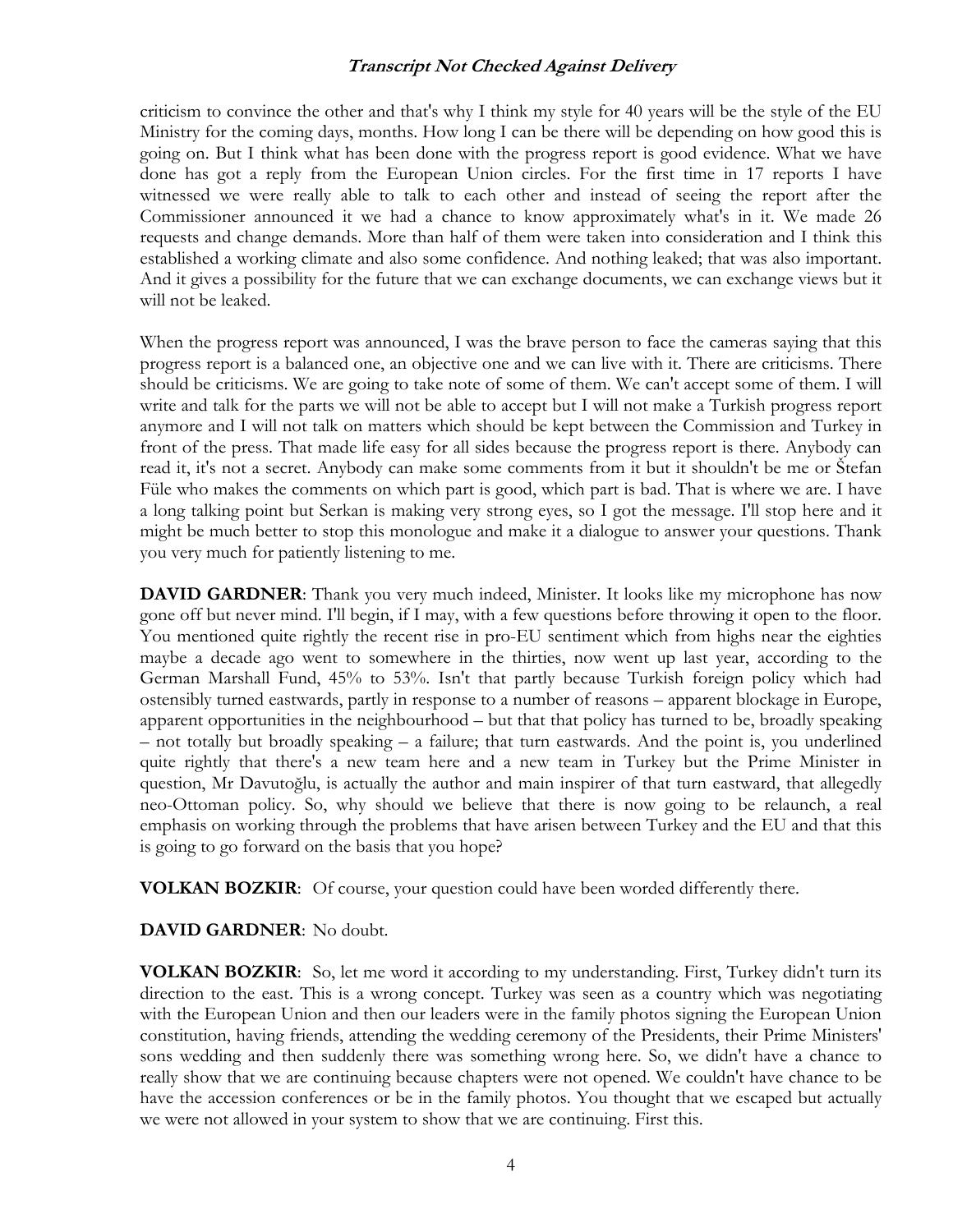criticism to convince the other and that's why I think my style for 40 years will be the style of the EU Ministry for the coming days, months. How long I can be there will be depending on how good this is going on. But I think what has been done with the progress report is good evidence. What we have done has got a reply from the European Union circles. For the first time in 17 reports I have witnessed we were really able to talk to each other and instead of seeing the report after the Commissioner announced it we had a chance to know approximately what's in it. We made 26 requests and change demands. More than half of them were taken into consideration and I think this established a working climate and also some confidence. And nothing leaked; that was also important. And it gives a possibility for the future that we can exchange documents, we can exchange views but it will not be leaked.

When the progress report was announced, I was the brave person to face the cameras saying that this progress report is a balanced one, an objective one and we can live with it. There are criticisms. There should be criticisms. We are going to take note of some of them. We can't accept some of them. I will write and talk for the parts we will not be able to accept but I will not make a Turkish progress report anymore and I will not talk on matters which should be kept between the Commission and Turkey in front of the press. That made life easy for all sides because the progress report is there. Anybody can read it, it's not a secret. Anybody can make some comments from it but it shouldn't be me or Štefan Füle who makes the comments on which part is good, which part is bad. That is where we are. I have a long talking point but Serkan is making very strong eyes, so I got the message. I'll stop here and it might be much better to stop this monologue and make it a dialogue to answer your questions. Thank you very much for patiently listening to me.

**DAVID GARDNER**: Thank you very much indeed, Minister. It looks like my microphone has now gone off but never mind. I'll begin, if I may, with a few questions before throwing it open to the floor. You mentioned quite rightly the recent rise in pro-EU sentiment which from highs near the eighties maybe a decade ago went to somewhere in the thirties, now went up last year, according to the German Marshall Fund, 45% to 53%. Isn't that partly because Turkish foreign policy which had ostensibly turned eastwards, partly in response to a number of reasons – apparent blockage in Europe, apparent opportunities in the neighbourhood – but that that policy has turned to be, broadly speaking – not totally but broadly speaking – a failure; that turn eastwards. And the point is, you underlined quite rightly that there's a new team here and a new team in Turkey but the Prime Minister in question, Mr Davutoğlu, is actually the author and main inspirer of that turn eastward, that allegedly neo-Ottoman policy. So, why should we believe that there is now going to be relaunch, a real emphasis on working through the problems that have arisen between Turkey and the EU and that this is going to go forward on the basis that you hope?

**VOLKAN BOZKIR**: Of course, your question could have been worded differently there.

**DAVID GARDNER**: No doubt.

**VOLKAN BOZKIR**: So, let me word it according to my understanding. First, Turkey didn't turn its direction to the east. This is a wrong concept. Turkey was seen as a country which was negotiating with the European Union and then our leaders were in the family photos signing the European Union constitution, having friends, attending the wedding ceremony of the Presidents, their Prime Ministers' sons wedding and then suddenly there was something wrong here. So, we didn't have a chance to really show that we are continuing because chapters were not opened. We couldn't have chance to be have the accession conferences or be in the family photos. You thought that we escaped but actually we were not allowed in your system to show that we are continuing. First this.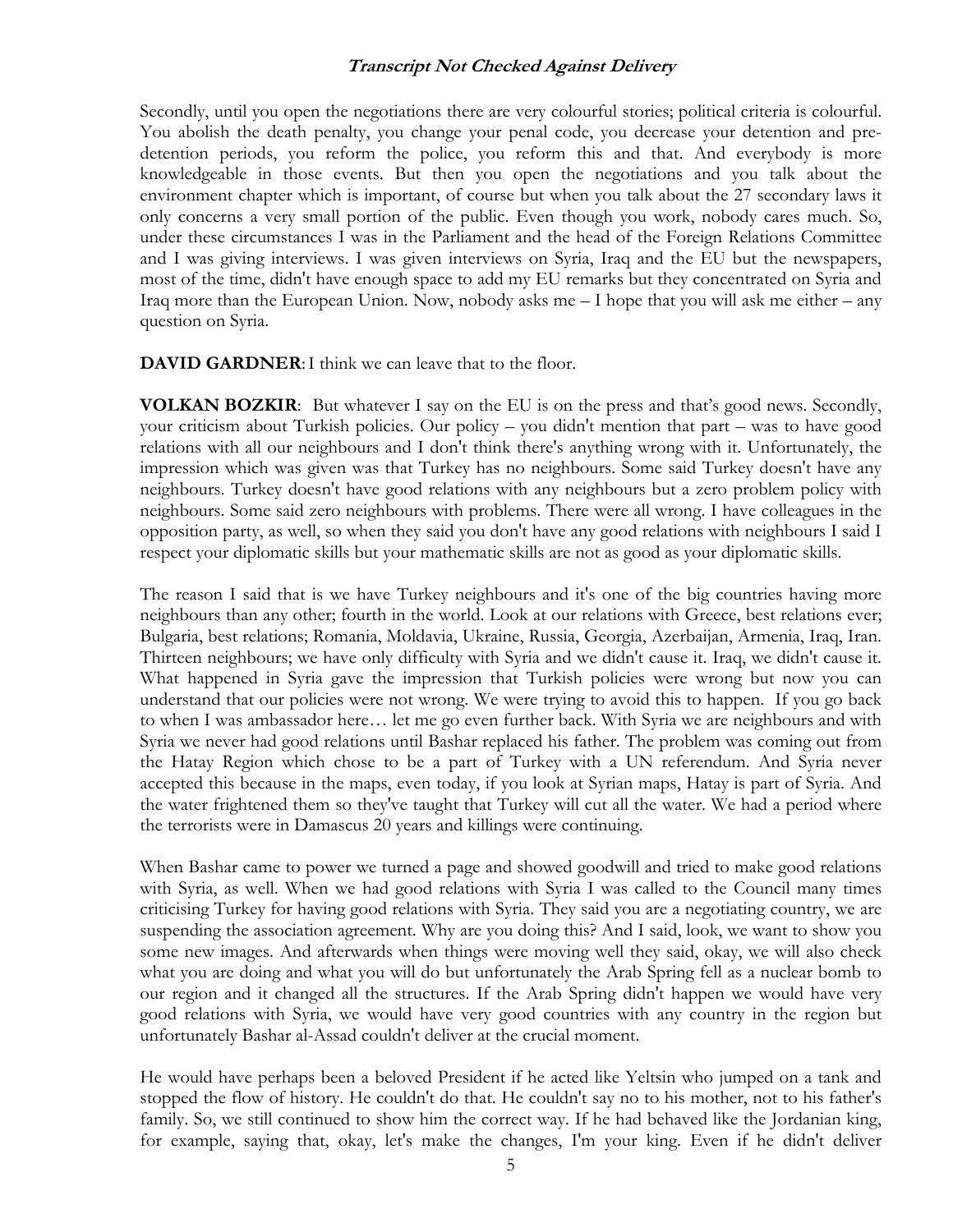Secondly, until you open the negotiations there are very colourful stories; political criteria is colourful. You abolish the death penalty, you change your penal code, you decrease your detention and pre-detention periods, you reform the police, you reform this and that. And everybody is more knowledgeable in those events. But then you open the negotiations and you talk about the environment chapter which is important, of course but when you talk about the 27 secondary laws it only concerns a very small portion of the public. Even though you work, nobody cares much. So, under these circumstances I was in the Parliament and the head of the Foreign Relations Committee and I was giving interviews. I was given interviews on Syria, Iraq and the EU but the newspapers, most of the time, didn't have enough space to add my EU remarks but they concentrated on Syria and Iraq more than the European Union. Now, nobody asks me – I hope that you will ask me either – any question on Syria.

**DAVID GARDNER**: I think we can leave that to the floor.

**VOLKAN BOZKIR**: But whatever I say on the EU is on the press and that's good news. Secondly, your criticism about Turkish policies. Our policy – you didn't mention that part – was to have good relations with all our neighbours and I don't think there's anything wrong with it. Unfortunately, the impression which was given was that Turkey has no neighbours. Some said Turkey doesn't have any neighbours. Turkey doesn't have good relations with any neighbours but a zero problem policy with neighbours. Some said zero neighbours with problems. There were all wrong. I have colleagues in the opposition party, as well, so when they said you don't have any good relations with neighbours I said I respect your diplomatic skills but your mathematic skills are not as good as your diplomatic skills.

The reason I said that is we have Turkey neighbours and it's one of the big countries having more neighbours than any other; fourth in the world. Look at our relations with Greece, best relations ever; Bulgaria, best relations; Romania, Moldavia, Ukraine, Russia, Georgia, Azerbaijan, Armenia, Iraq, Iran. Thirteen neighbours; we have only difficulty with Syria and we didn't cause it. Iraq, we didn't cause it. What happened in Syria gave the impression that Turkish policies were wrong but now you can understand that our policies were not wrong. We were trying to avoid this to happen. If you go back to when I was ambassador here… let me go even further back. With Syria we are neighbours and with Syria we never had good relations until Bashar replaced his father. The problem was coming out from the Hatay Region which chose to be a part of Turkey with a UN referendum. And Syria never accepted this because in the maps, even today, if you look at Syrian maps, Hatay is part of Syria. And the water frightened them so they've taught that Turkey will cut all the water. We had a period where the terrorists were in Damascus 20 years and killings were continuing.

When Bashar came to power we turned a page and showed goodwill and tried to make good relations with Syria, as well. When we had good relations with Syria I was called to the Council many times criticising Turkey for having good relations with Syria. They said you are a negotiating country, we are suspending the association agreement. Why are you doing this? And I said, look, we want to show you some new images. And afterwards when things were moving well they said, okay, we will also check what you are doing and what you will do but unfortunately the Arab Spring fell as a nuclear bomb to our region and it changed all the structures. If the Arab Spring didn't happen we would have very good relations with Syria, we would have very good countries with any country in the region but unfortunately Bashar al-Assad couldn't deliver at the crucial moment.

He would have perhaps been a beloved President if he acted like Yeltsin who jumped on a tank and stopped the flow of history. He couldn't do that. He couldn't say no to his mother, not to his father's family. So, we still continued to show him the correct way. If he had behaved like the Jordanian king, for example, saying that, okay, let's make the changes, I'm your king. Even if he didn't deliver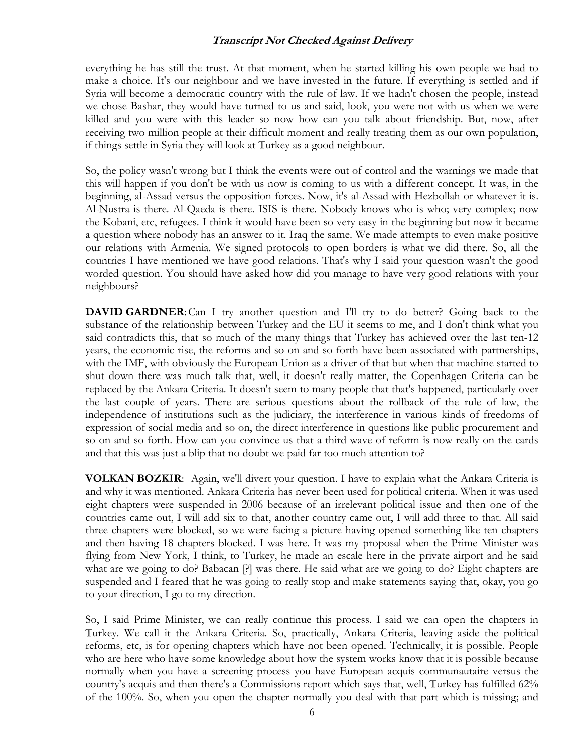everything he has still the trust. At that moment, when he started killing his own people we had to make a choice. It's our neighbour and we have invested in the future. If everything is settled and if Syria will become a democratic country with the rule of law. If we hadn't chosen the people, instead we chose Bashar, they would have turned to us and said, look, you were not with us when we were killed and you were with this leader so now how can you talk about friendship. But, now, after receiving two million people at their difficult moment and really treating them as our own population, if things settle in Syria they will look at Turkey as a good neighbour.

So, the policy wasn't wrong but I think the events were out of control and the warnings we made that this will happen if you don't be with us now is coming to us with a different concept. It was, in the beginning, al-Assad versus the opposition forces. Now, it's al-Assad with Hezbollah or whatever it is. Al-Nustra is there. Al-Qaeda is there. ISIS is there. Nobody knows who is who; very complex; now the Kobani, etc, refugees. I think it would have been so very easy in the beginning but now it became a question where nobody has an answer to it. Iraq the same. We made attempts to even make positive our relations with Armenia. We signed protocols to open borders is what we did there. So, all the countries I have mentioned we have good relations. That's why I said your question wasn't the good worded question. You should have asked how did you manage to have very good relations with your neighbours?

**DAVID GARDNER**: Can I try another question and I'll try to do better? Going back to the substance of the relationship between Turkey and the EU it seems to me, and I don't think what you said contradicts this, that so much of the many things that Turkey has achieved over the last ten-12 years, the economic rise, the reforms and so on and so forth have been associated with partnerships, with the IMF, with obviously the European Union as a driver of that but when that machine started to shut down there was much talk that, well, it doesn't really matter, the Copenhagen Criteria can be replaced by the Ankara Criteria. It doesn't seem to many people that that's happened, particularly over the last couple of years. There are serious questions about the rollback of the rule of law, the independence of institutions such as the judiciary, the interference in various kinds of freedoms of expression of social media and so on, the direct interference in questions like public procurement and so on and so forth. How can you convince us that a third wave of reform is now really on the cards and that this was just a blip that no doubt we paid far too much attention to?

**VOLKAN BOZKIR**: Again, we'll divert your question. I have to explain what the Ankara Criteria is and why it was mentioned. Ankara Criteria has never been used for political criteria. When it was used eight chapters were suspended in 2006 because of an irrelevant political issue and then one of the countries came out, I will add six to that, another country came out, I will add three to that. All said three chapters were blocked, so we were facing a picture having opened something like ten chapters and then having 18 chapters blocked. I was here. It was my proposal when the Prime Minister was flying from New York, I think, to Turkey, he made an escale here in the private airport and he said what are we going to do? Babacan [?] was there. He said what are we going to do? Eight chapters are suspended and I feared that he was going to really stop and make statements saying that, okay, you go to your direction, I go to my direction.

So, I said Prime Minister, we can really continue this process. I said we can open the chapters in Turkey. We call it the Ankara Criteria. So, practically, Ankara Criteria, leaving aside the political reforms, etc, is for opening chapters which have not been opened. Technically, it is possible. People who are here who have some knowledge about how the system works know that it is possible because normally when you have a screening process you have European acquis communautaire versus the country's acquis and then there's a Commissions report which says that, well, Turkey has fulfilled 62% of the 100%. So, when you open the chapter normally you deal with that part which is missing; and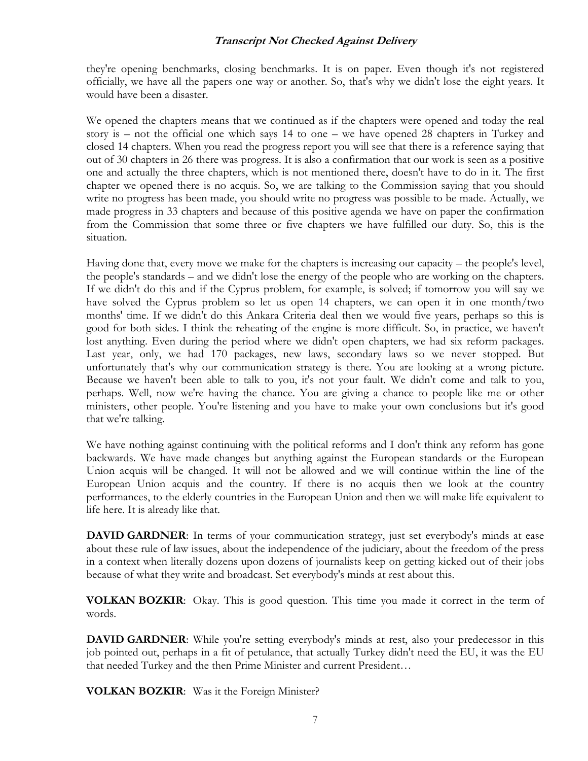they're opening benchmarks, closing benchmarks. It is on paper. Even though it's not registered officially, we have all the papers one way or another. So, that's why we didn't lose the eight years. It would have been a disaster.

We opened the chapters means that we continued as if the chapters were opened and today the real story is – not the official one which says 14 to one – we have opened 28 chapters in Turkey and closed 14 chapters. When you read the progress report you will see that there is a reference saying that out of 30 chapters in 26 there was progress. It is also a confirmation that our work is seen as a positive one and actually the three chapters, which is not mentioned there, doesn't have to do in it. The first chapter we opened there is no acquis. So, we are talking to the Commission saying that you should write no progress has been made, you should write no progress was possible to be made. Actually, we made progress in 33 chapters and because of this positive agenda we have on paper the confirmation from the Commission that some three or five chapters we have fulfilled our duty. So, this is the situation.

Having done that, every move we make for the chapters is increasing our capacity – the people's level, the people's standards – and we didn't lose the energy of the people who are working on the chapters. If we didn't do this and if the Cyprus problem, for example, is solved; if tomorrow you will say we have solved the Cyprus problem so let us open 14 chapters, we can open it in one month/two months' time. If we didn't do this Ankara Criteria deal then we would five years, perhaps so this is good for both sides. I think the reheating of the engine is more difficult. So, in practice, we haven't lost anything. Even during the period where we didn't open chapters, we had six reform packages. Last year, only, we had 170 packages, new laws, secondary laws so we never stopped. But unfortunately that's why our communication strategy is there. You are looking at a wrong picture. Because we haven't been able to talk to you, it's not your fault. We didn't come and talk to you, perhaps. Well, now we're having the chance. You are giving a chance to people like me or other ministers, other people. You're listening and you have to make your own conclusions but it's good that we're talking.

We have nothing against continuing with the political reforms and I don't think any reform has gone backwards. We have made changes but anything against the European standards or the European Union acquis will be changed. It will not be allowed and we will continue within the line of the European Union acquis and the country. If there is no acquis then we look at the country performances, to the elderly countries in the European Union and then we will make life equivalent to life here. It is already like that.

**DAVID GARDNER**: In terms of your communication strategy, just set everybody's minds at ease about these rule of law issues, about the independence of the judiciary, about the freedom of the press in a context when literally dozens upon dozens of journalists keep on getting kicked out of their jobs because of what they write and broadcast. Set everybody's minds at rest about this.

**VOLKAN BOZKIR**: Okay. This is good question. This time you made it correct in the term of words.

**DAVID GARDNER**: While you're setting everybody's minds at rest, also your predecessor in this job pointed out, perhaps in a fit of petulance, that actually Turkey didn't need the EU, it was the EU that needed Turkey and the then Prime Minister and current President…

**VOLKAN BOZKIR**: Was it the Foreign Minister?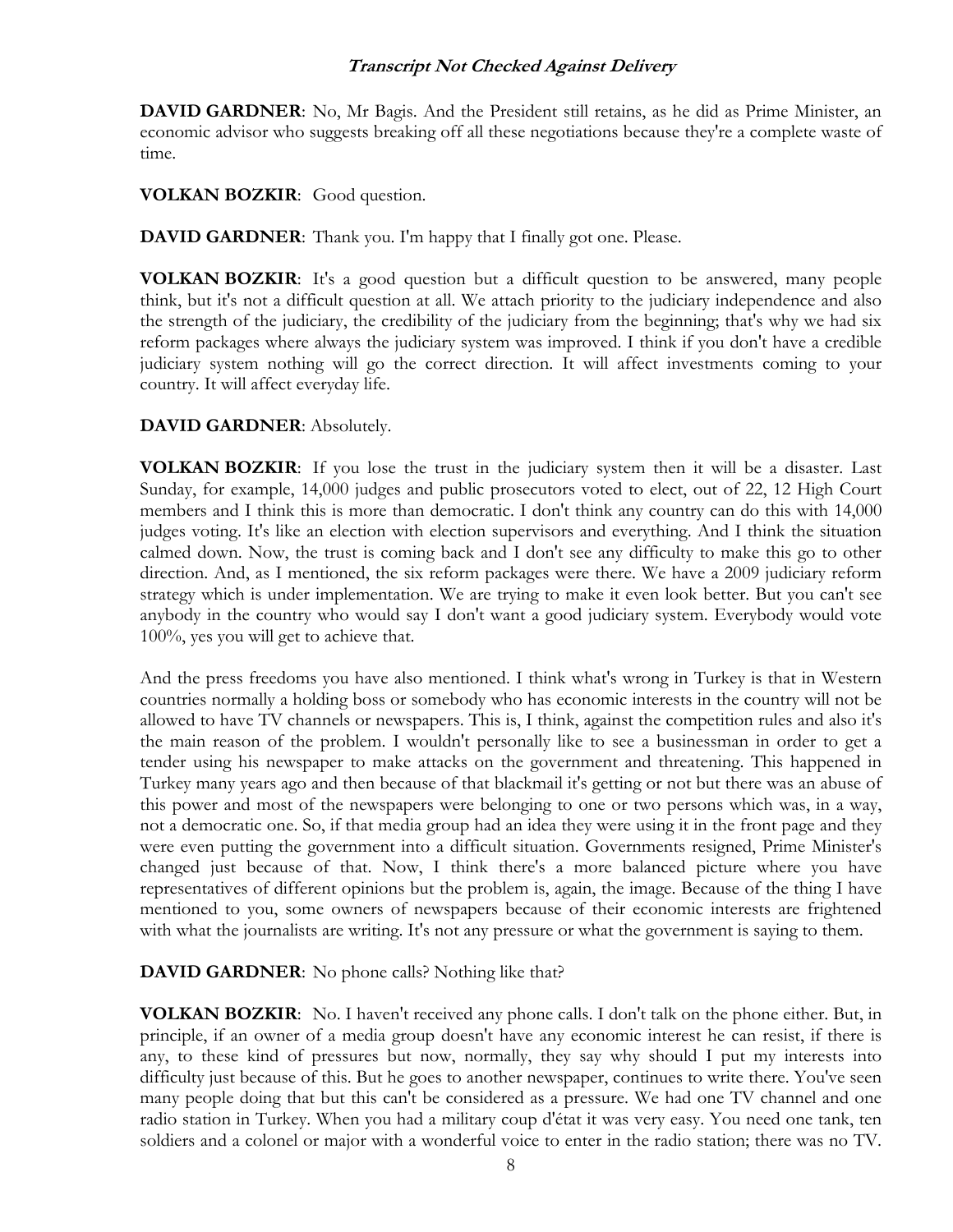**DAVID GARDNER**: No, Mr Bagis. And the President still retains, as he did as Prime Minister, an economic advisor who suggests breaking off all these negotiations because they're a complete waste of time.

**VOLKAN BOZKIR**: Good question.

**DAVID GARDNER**: Thank you. I'm happy that I finally got one. Please.

**VOLKAN BOZKIR**: It's a good question but a difficult question to be answered, many people think, but it's not a difficult question at all. We attach priority to the judiciary independence and also the strength of the judiciary, the credibility of the judiciary from the beginning; that's why we had six reform packages where always the judiciary system was improved. I think if you don't have a credible judiciary system nothing will go the correct direction. It will affect investments coming to your country. It will affect everyday life.

**DAVID GARDNER**: Absolutely.

**VOLKAN BOZKIR**: If you lose the trust in the judiciary system then it will be a disaster. Last Sunday, for example, 14,000 judges and public prosecutors voted to elect, out of 22, 12 High Court members and I think this is more than democratic. I don't think any country can do this with 14,000 judges voting. It's like an election with election supervisors and everything. And I think the situation calmed down. Now, the trust is coming back and I don't see any difficulty to make this go to other direction. And, as I mentioned, the six reform packages were there. We have a 2009 judiciary reform strategy which is under implementation. We are trying to make it even look better. But you can't see anybody in the country who would say I don't want a good judiciary system. Everybody would vote 100%, yes you will get to achieve that.

And the press freedoms you have also mentioned. I think what's wrong in Turkey is that in Western countries normally a holding boss or somebody who has economic interests in the country will not be allowed to have TV channels or newspapers. This is, I think, against the competition rules and also it's the main reason of the problem. I wouldn't personally like to see a businessman in order to get a tender using his newspaper to make attacks on the government and threatening. This happened in Turkey many years ago and then because of that blackmail it's getting or not but there was an abuse of this power and most of the newspapers were belonging to one or two persons which was, in a way, not a democratic one. So, if that media group had an idea they were using it in the front page and they were even putting the government into a difficult situation. Governments resigned, Prime Minister's changed just because of that. Now, I think there's a more balanced picture where you have representatives of different opinions but the problem is, again, the image. Because of the thing I have mentioned to you, some owners of newspapers because of their economic interests are frightened with what the journalists are writing. It's not any pressure or what the government is saying to them.

**DAVID GARDNER**: No phone calls? Nothing like that?

**VOLKAN BOZKIR**: No. I haven't received any phone calls. I don't talk on the phone either. But, in principle, if an owner of a media group doesn't have any economic interest he can resist, if there is any, to these kind of pressures but now, normally, they say why should I put my interests into difficulty just because of this. But he goes to another newspaper, continues to write there. You've seen many people doing that but this can't be considered as a pressure. We had one TV channel and one radio station in Turkey. When you had a military coup d'état it was very easy. You need one tank, ten soldiers and a colonel or major with a wonderful voice to enter in the radio station; there was no TV.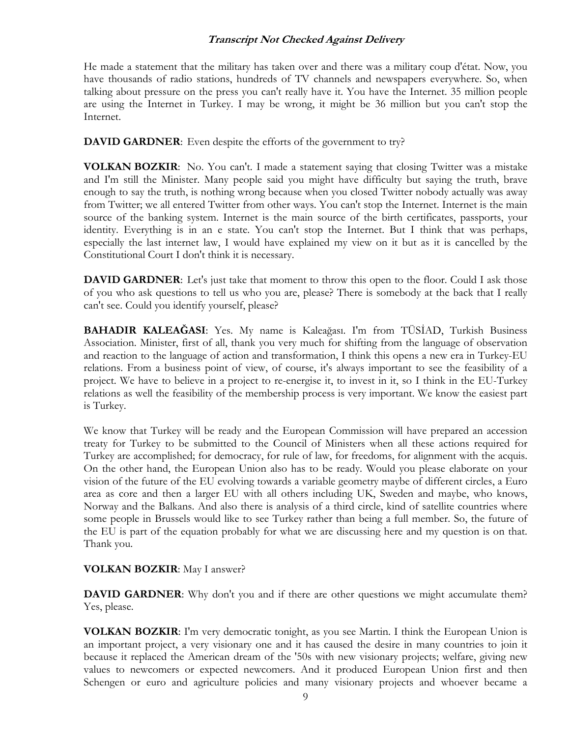He made a statement that the military has taken over and there was a military coup d'état. Now, you have thousands of radio stations, hundreds of TV channels and newspapers everywhere. So, when talking about pressure on the press you can't really have it. You have the Internet. 35 million people are using the Internet in Turkey. I may be wrong, it might be 36 million but you can't stop the Internet.

**DAVID GARDNER**: Even despite the efforts of the government to try?

**VOLKAN BOZKIR**: No. You can't. I made a statement saying that closing Twitter was a mistake and I'm still the Minister. Many people said you might have difficulty but saying the truth, brave enough to say the truth, is nothing wrong because when you closed Twitter nobody actually was away from Twitter; we all entered Twitter from other ways. You can't stop the Internet. Internet is the main source of the banking system. Internet is the main source of the birth certificates, passports, your identity. Everything is in an e state. You can't stop the Internet. But I think that was perhaps, especially the last internet law, I would have explained my view on it but as it is cancelled by the Constitutional Court I don't think it is necessary.

**DAVID GARDNER**: Let's just take that moment to throw this open to the floor. Could I ask those of you who ask questions to tell us who you are, please? There is somebody at the back that I really can't see. Could you identify yourself, please?

**BAHADIR KALEAĞASI**: Yes. My name is Kaleağası. I'm from TÜSİAD, Turkish Business Association. Minister, first of all, thank you very much for shifting from the language of observation and reaction to the language of action and transformation, I think this opens a new era in Turkey-EU relations. From a business point of view, of course, it's always important to see the feasibility of a project. We have to believe in a project to re-energise it, to invest in it, so I think in the EU-Turkey relations as well the feasibility of the membership process is very important. We know the easiest part is Turkey.

We know that Turkey will be ready and the European Commission will have prepared an accession treaty for Turkey to be submitted to the Council of Ministers when all these actions required for Turkey are accomplished; for democracy, for rule of law, for freedoms, for alignment with the acquis. On the other hand, the European Union also has to be ready. Would you please elaborate on your vision of the future of the EU evolving towards a variable geometry maybe of different circles, a Euro area as core and then a larger EU with all others including UK, Sweden and maybe, who knows, Norway and the Balkans. And also there is analysis of a third circle, kind of satellite countries where some people in Brussels would like to see Turkey rather than being a full member. So, the future of the EU is part of the equation probably for what we are discussing here and my question is on that. Thank you.

**VOLKAN BOZKIR**: May I answer?

**DAVID GARDNER**: Why don't you and if there are other questions we might accumulate them? Yes, please.

**VOLKAN BOZKIR**: I'm very democratic tonight, as you see Martin. I think the European Union is an important project, a very visionary one and it has caused the desire in many countries to join it because it replaced the American dream of the '50s with new visionary projects; welfare, giving new values to newcomers or expected newcomers. And it produced European Union first and then Schengen or euro and agriculture policies and many visionary projects and whoever became a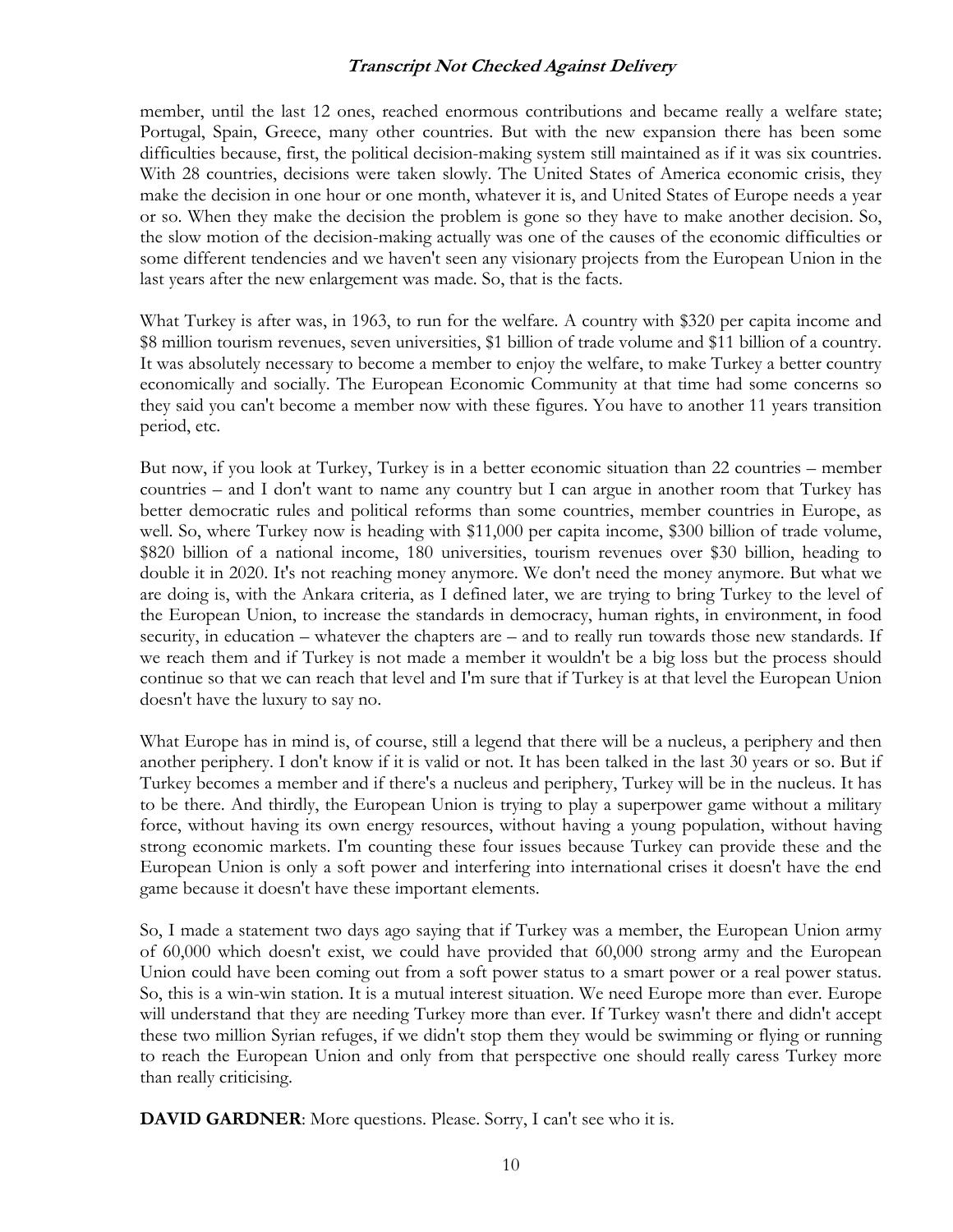member, until the last 12 ones, reached enormous contributions and became really a welfare state; Portugal, Spain, Greece, many other countries. But with the new expansion there has been some difficulties because, first, the political decision-making system still maintained as if it was six countries. With 28 countries, decisions were taken slowly. The United States of America economic crisis, they make the decision in one hour or one month, whatever it is, and United States of Europe needs a year or so. When they make the decision the problem is gone so they have to make another decision. So, the slow motion of the decision-making actually was one of the causes of the economic difficulties or some different tendencies and we haven't seen any visionary projects from the European Union in the last years after the new enlargement was made. So, that is the facts.

What Turkey is after was, in 1963, to run for the welfare. A country with $320 per capita income and $8 million tourism revenues, seven universities, $1 billion of trade volume and $11 billion of a country. It was absolutely necessary to become a member to enjoy the welfare, to make Turkey a better country economically and socially. The European Economic Community at that time had some concerns so they said you can't become a member now with these figures. You have to another 11 years transition period, etc.

But now, if you look at Turkey, Turkey is in a better economic situation than 22 countries – member countries – and I don't want to name any country but I can argue in another room that Turkey has better democratic rules and political reforms than some countries, member countries in Europe, as well. So, where Turkey now is heading with $11,000 per capita income, $300 billion of trade volume, $820 billion of a national income, 180 universities, tourism revenues over $30 billion, heading to double it in 2020. It's not reaching money anymore. We don't need the money anymore. But what we are doing is, with the Ankara criteria, as I defined later, we are trying to bring Turkey to the level of the European Union, to increase the standards in democracy, human rights, in environment, in food security, in education – whatever the chapters are – and to really run towards those new standards. If we reach them and if Turkey is not made a member it wouldn't be a big loss but the process should continue so that we can reach that level and I'm sure that if Turkey is at that level the European Union doesn't have the luxury to say no.

What Europe has in mind is, of course, still a legend that there will be a nucleus, a periphery and then another periphery. I don't know if it is valid or not. It has been talked in the last 30 years or so. But if Turkey becomes a member and if there's a nucleus and periphery, Turkey will be in the nucleus. It has to be there. And thirdly, the European Union is trying to play a superpower game without a military force, without having its own energy resources, without having a young population, without having strong economic markets. I'm counting these four issues because Turkey can provide these and the European Union is only a soft power and interfering into international crises it doesn't have the end game because it doesn't have these important elements.

So, I made a statement two days ago saying that if Turkey was a member, the European Union army of 60,000 which doesn't exist, we could have provided that 60,000 strong army and the European Union could have been coming out from a soft power status to a smart power or a real power status. So, this is a win-win station. It is a mutual interest situation. We need Europe more than ever. Europe will understand that they are needing Turkey more than ever. If Turkey wasn't there and didn't accept these two million Syrian refuges, if we didn't stop them they would be swimming or flying or running to reach the European Union and only from that perspective one should really caress Turkey more than really criticising.

**DAVID GARDNER**: More questions. Please. Sorry, I can't see who it is.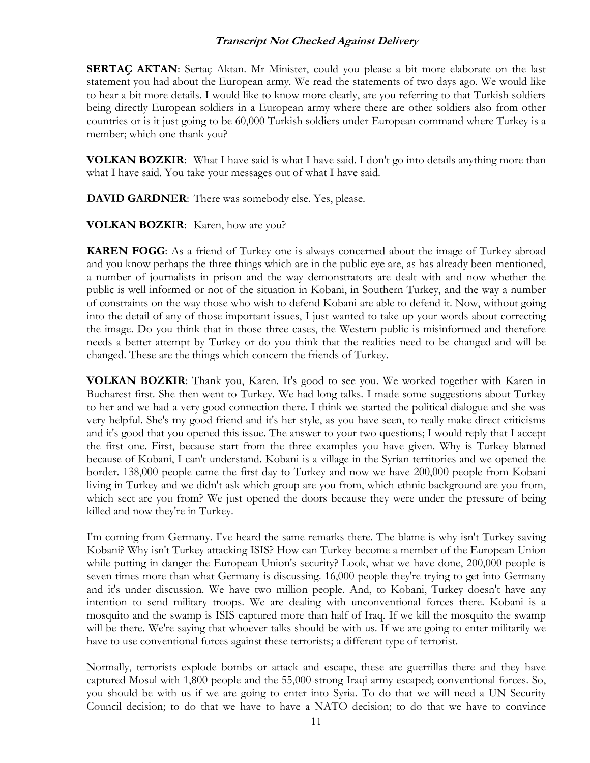**SERTAÇ AKTAN**: Sertaç Aktan. Mr Minister, could you please a bit more elaborate on the last statement you had about the European army. We read the statements of two days ago. We would like to hear a bit more details. I would like to know more clearly, are you referring to that Turkish soldiers being directly European soldiers in a European army where there are other soldiers also from other countries or is it just going to be 60,000 Turkish soldiers under European command where Turkey is a member; which one thank you?

**VOLKAN BOZKIR**: What I have said is what I have said. I don't go into details anything more than what I have said. You take your messages out of what I have said.

**DAVID GARDNER**: There was somebody else. Yes, please.

**VOLKAN BOZKIR**: Karen, how are you?

**KAREN FOGG**: As a friend of Turkey one is always concerned about the image of Turkey abroad and you know perhaps the three things which are in the public eye are, as has already been mentioned, a number of journalists in prison and the way demonstrators are dealt with and now whether the public is well informed or not of the situation in Kobani, in Southern Turkey, and the way a number of constraints on the way those who wish to defend Kobani are able to defend it. Now, without going into the detail of any of those important issues, I just wanted to take up your words about correcting the image. Do you think that in those three cases, the Western public is misinformed and therefore needs a better attempt by Turkey or do you think that the realities need to be changed and will be changed. These are the things which concern the friends of Turkey.

**VOLKAN BOZKIR**: Thank you, Karen. It's good to see you. We worked together with Karen in Bucharest first. She then went to Turkey. We had long talks. I made some suggestions about Turkey to her and we had a very good connection there. I think we started the political dialogue and she was very helpful. She's my good friend and it's her style, as you have seen, to really make direct criticisms and it's good that you opened this issue. The answer to your two questions; I would reply that I accept the first one. First, because start from the three examples you have given. Why is Turkey blamed because of Kobani, I can't understand. Kobani is a village in the Syrian territories and we opened the border. 138,000 people came the first day to Turkey and now we have 200,000 people from Kobani living in Turkey and we didn't ask which group are you from, which ethnic background are you from, which sect are you from? We just opened the doors because they were under the pressure of being killed and now they're in Turkey.

I'm coming from Germany. I've heard the same remarks there. The blame is why isn't Turkey saving Kobani? Why isn't Turkey attacking ISIS? How can Turkey become a member of the European Union while putting in danger the European Union's security? Look, what we have done, 200,000 people is seven times more than what Germany is discussing. 16,000 people they're trying to get into Germany and it's under discussion. We have two million people. And, to Kobani, Turkey doesn't have any intention to send military troops. We are dealing with unconventional forces there. Kobani is a mosquito and the swamp is ISIS captured more than half of Iraq. If we kill the mosquito the swamp will be there. We're saying that whoever talks should be with us. If we are going to enter militarily we have to use conventional forces against these terrorists; a different type of terrorist.

Normally, terrorists explode bombs or attack and escape, these are guerrillas there and they have captured Mosul with 1,800 people and the 55,000-strong Iraqi army escaped; conventional forces. So, you should be with us if we are going to enter into Syria. To do that we will need a UN Security Council decision; to do that we have to have a NATO decision; to do that we have to convince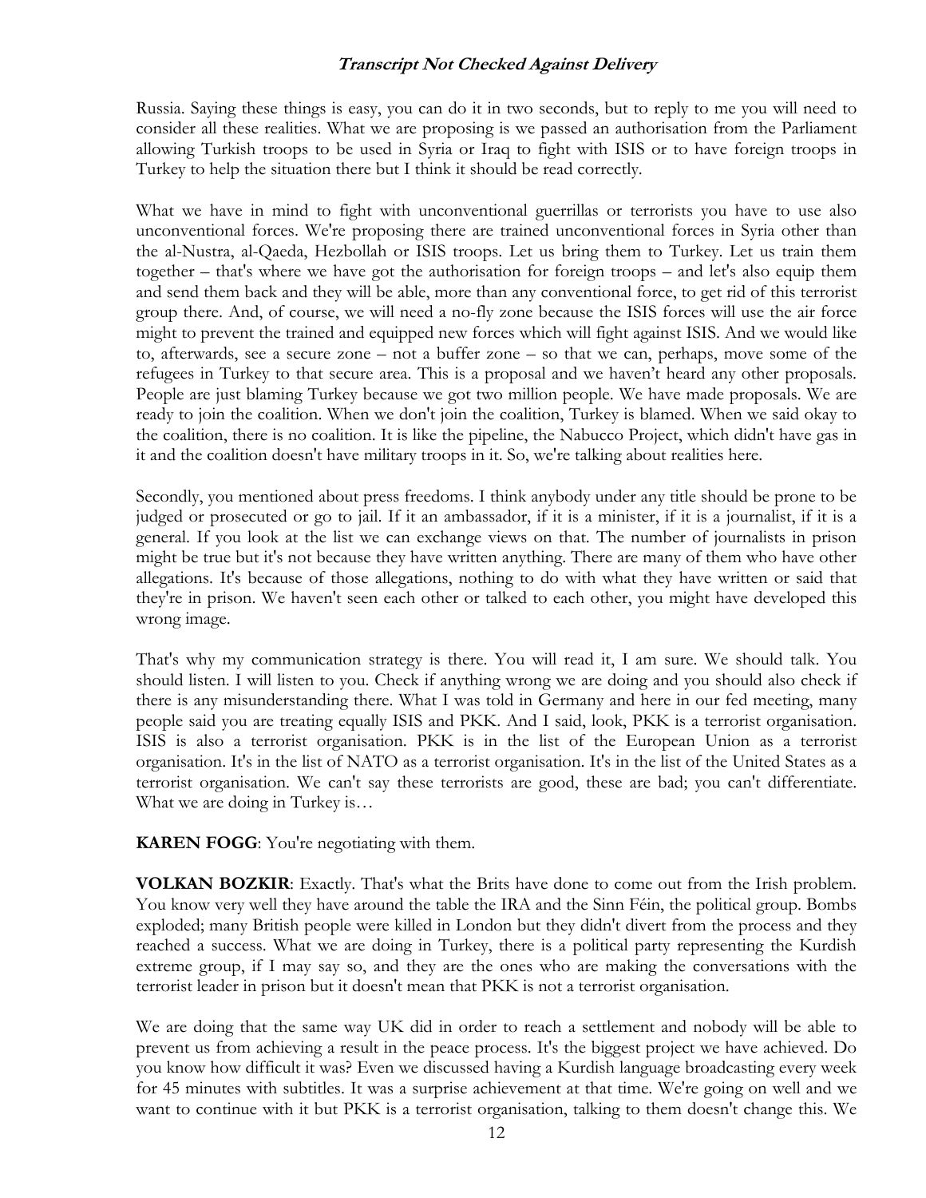Russia. Saying these things is easy, you can do it in two seconds, but to reply to me you will need to consider all these realities. What we are proposing is we passed an authorisation from the Parliament allowing Turkish troops to be used in Syria or Iraq to fight with ISIS or to have foreign troops in Turkey to help the situation there but I think it should be read correctly.

What we have in mind to fight with unconventional guerrillas or terrorists you have to use also unconventional forces. We're proposing there are trained unconventional forces in Syria other than the al-Nustra, al-Qaeda, Hezbollah or ISIS troops. Let us bring them to Turkey. Let us train them together – that's where we have got the authorisation for foreign troops – and let's also equip them and send them back and they will be able, more than any conventional force, to get rid of this terrorist group there. And, of course, we will need a no-fly zone because the ISIS forces will use the air force might to prevent the trained and equipped new forces which will fight against ISIS. And we would like to, afterwards, see a secure zone – not a buffer zone – so that we can, perhaps, move some of the refugees in Turkey to that secure area. This is a proposal and we haven't heard any other proposals. People are just blaming Turkey because we got two million people. We have made proposals. We are ready to join the coalition. When we don't join the coalition, Turkey is blamed. When we said okay to the coalition, there is no coalition. It is like the pipeline, the Nabucco Project, which didn't have gas in it and the coalition doesn't have military troops in it. So, we're talking about realities here.

Secondly, you mentioned about press freedoms. I think anybody under any title should be prone to be judged or prosecuted or go to jail. If it an ambassador, if it is a minister, if it is a journalist, if it is a general. If you look at the list we can exchange views on that. The number of journalists in prison might be true but it's not because they have written anything. There are many of them who have other allegations. It's because of those allegations, nothing to do with what they have written or said that they're in prison. We haven't seen each other or talked to each other, you might have developed this wrong image.

That's why my communication strategy is there. You will read it, I am sure. We should talk. You should listen. I will listen to you. Check if anything wrong we are doing and you should also check if there is any misunderstanding there. What I was told in Germany and here in our fed meeting, many people said you are treating equally ISIS and PKK. And I said, look, PKK is a terrorist organisation. ISIS is also a terrorist organisation. PKK is in the list of the European Union as a terrorist organisation. It's in the list of NATO as a terrorist organisation. It's in the list of the United States as a terrorist organisation. We can't say these terrorists are good, these are bad; you can't differentiate. What we are doing in Turkey is…

**KAREN FOGG**: You're negotiating with them.

**VOLKAN BOZKIR**: Exactly. That's what the Brits have done to come out from the Irish problem. You know very well they have around the table the IRA and the Sinn Féin, the political group. Bombs exploded; many British people were killed in London but they didn't divert from the process and they reached a success. What we are doing in Turkey, there is a political party representing the Kurdish extreme group, if I may say so, and they are the ones who are making the conversations with the terrorist leader in prison but it doesn't mean that PKK is not a terrorist organisation.

We are doing that the same way UK did in order to reach a settlement and nobody will be able to prevent us from achieving a result in the peace process. It's the biggest project we have achieved. Do you know how difficult it was? Even we discussed having a Kurdish language broadcasting every week for 45 minutes with subtitles. It was a surprise achievement at that time. We're going on well and we want to continue with it but PKK is a terrorist organisation, talking to them doesn't change this. We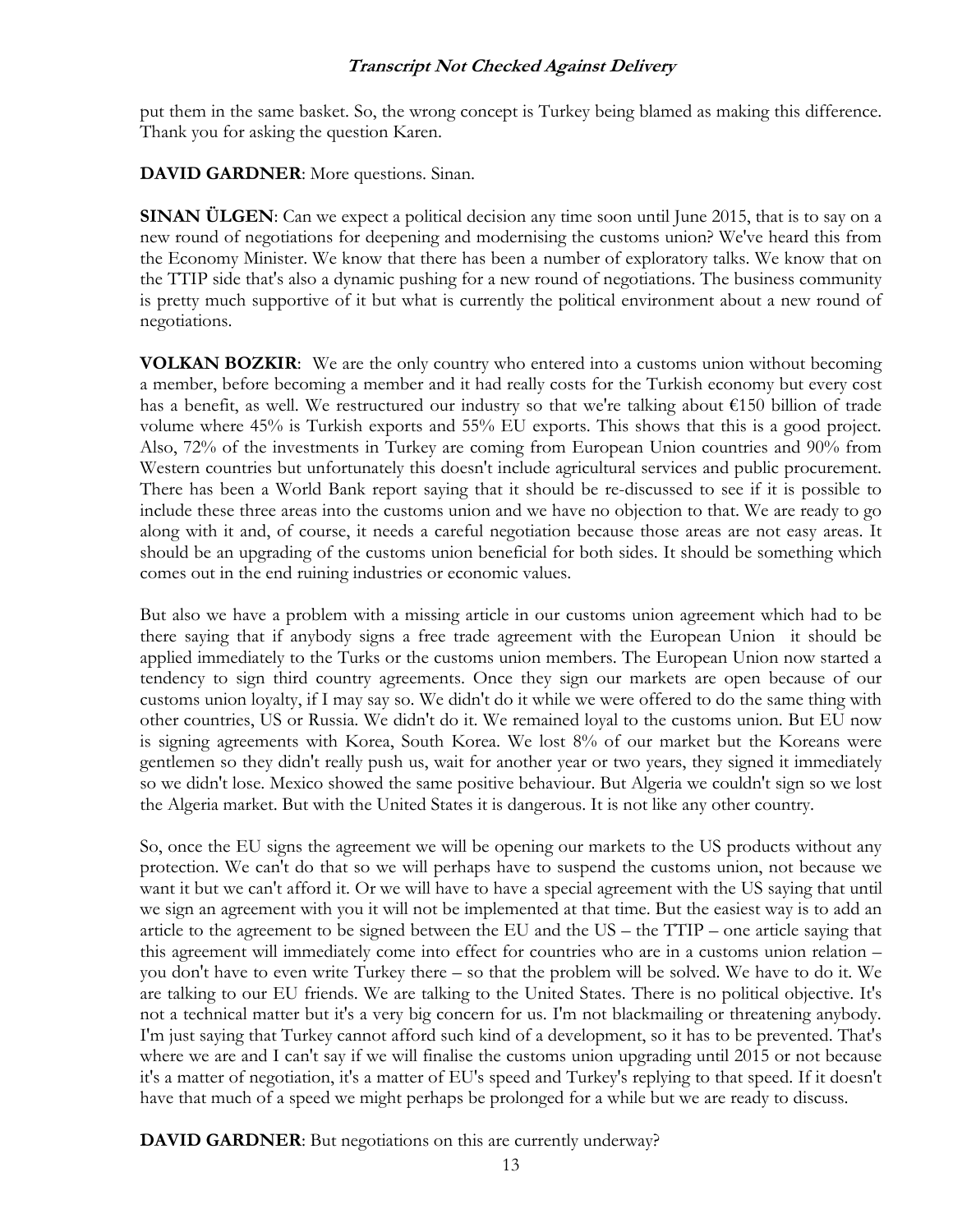put them in the same basket. So, the wrong concept is Turkey being blamed as making this difference. Thank you for asking the question Karen.

**DAVID GARDNER**: More questions. Sinan.

**SINAN ÜLGEN**: Can we expect a political decision any time soon until June 2015, that is to say on a new round of negotiations for deepening and modernising the customs union? We've heard this from the Economy Minister. We know that there has been a number of exploratory talks. We know that on the TTIP side that's also a dynamic pushing for a new round of negotiations. The business community is pretty much supportive of it but what is currently the political environment about a new round of negotiations.

**VOLKAN BOZKIR**: We are the only country who entered into a customs union without becoming a member, before becoming a member and it had really costs for the Turkish economy but every cost has a benefit, as well. We restructured our industry so that we're talking about €150 billion of trade volume where 45% is Turkish exports and 55% EU exports. This shows that this is a good project. Also, 72% of the investments in Turkey are coming from European Union countries and 90% from Western countries but unfortunately this doesn't include agricultural services and public procurement. There has been a World Bank report saying that it should be re-discussed to see if it is possible to include these three areas into the customs union and we have no objection to that. We are ready to go along with it and, of course, it needs a careful negotiation because those areas are not easy areas. It should be an upgrading of the customs union beneficial for both sides. It should be something which comes out in the end ruining industries or economic values.

But also we have a problem with a missing article in our customs union agreement which had to be there saying that if anybody signs a free trade agreement with the European Union it should be applied immediately to the Turks or the customs union members. The European Union now started a tendency to sign third country agreements. Once they sign our markets are open because of our customs union loyalty, if I may say so. We didn't do it while we were offered to do the same thing with other countries, US or Russia. We didn't do it. We remained loyal to the customs union. But EU now is signing agreements with Korea, South Korea. We lost 8% of our market but the Koreans were gentlemen so they didn't really push us, wait for another year or two years, they signed it immediately so we didn't lose. Mexico showed the same positive behaviour. But Algeria we couldn't sign so we lost the Algeria market. But with the United States it is dangerous. It is not like any other country.

So, once the EU signs the agreement we will be opening our markets to the US products without any protection. We can't do that so we will perhaps have to suspend the customs union, not because we want it but we can't afford it. Or we will have to have a special agreement with the US saying that until we sign an agreement with you it will not be implemented at that time. But the easiest way is to add an article to the agreement to be signed between the EU and the US – the TTIP – one article saying that this agreement will immediately come into effect for countries who are in a customs union relation – you don't have to even write Turkey there – so that the problem will be solved. We have to do it. We are talking to our EU friends. We are talking to the United States. There is no political objective. It's not a technical matter but it's a very big concern for us. I'm not blackmailing or threatening anybody. I'm just saying that Turkey cannot afford such kind of a development, so it has to be prevented. That's where we are and I can't say if we will finalise the customs union upgrading until 2015 or not because it's a matter of negotiation, it's a matter of EU's speed and Turkey's replying to that speed. If it doesn't have that much of a speed we might perhaps be prolonged for a while but we are ready to discuss.

**DAVID GARDNER**: But negotiations on this are currently underway?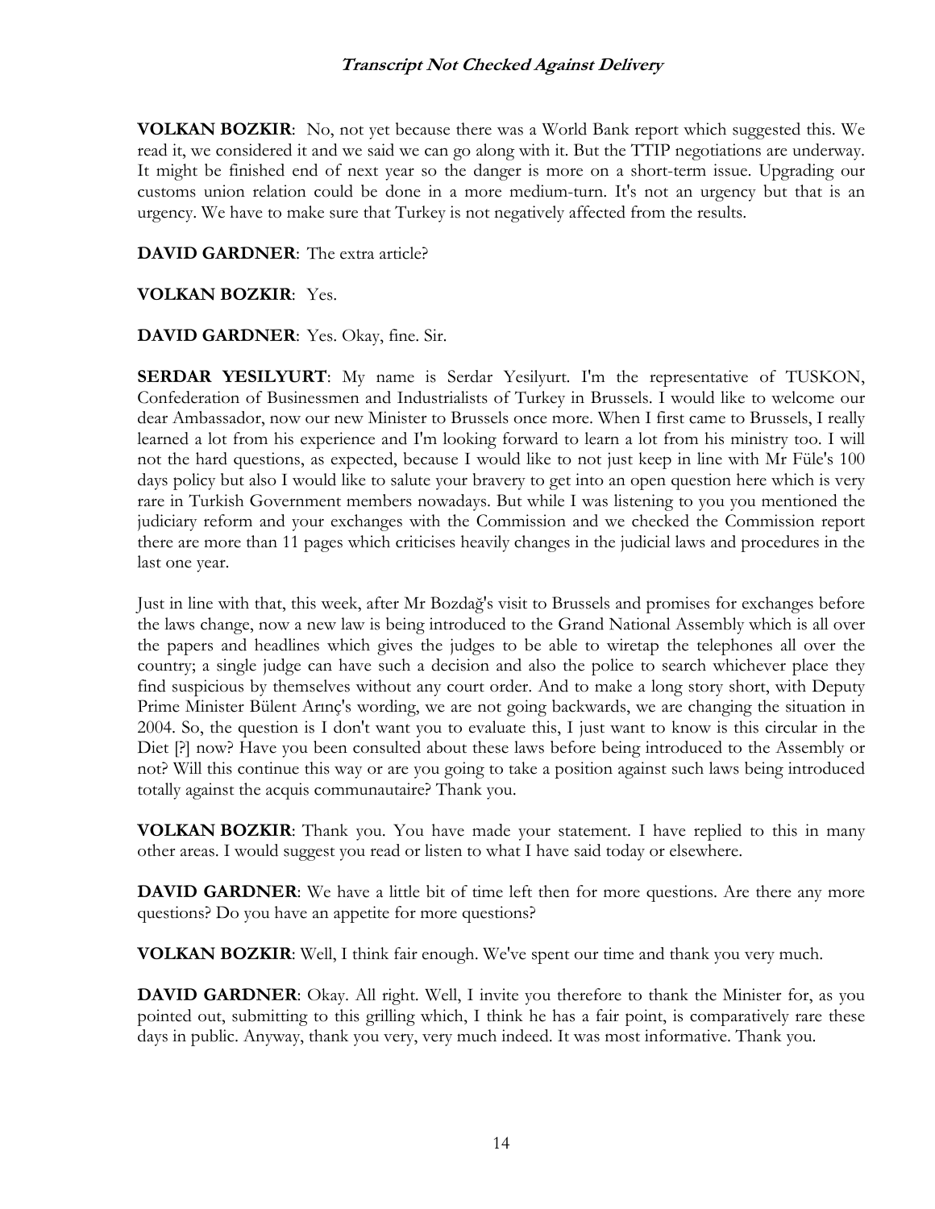**VOLKAN BOZKIR**: No, not yet because there was a World Bank report which suggested this. We read it, we considered it and we said we can go along with it. But the TTIP negotiations are underway. It might be finished end of next year so the danger is more on a short-term issue. Upgrading our customs union relation could be done in a more medium-turn. It's not an urgency but that is an urgency. We have to make sure that Turkey is not negatively affected from the results.

**DAVID GARDNER**: The extra article?

**VOLKAN BOZKIR**: Yes.

**DAVID GARDNER**: Yes. Okay, fine. Sir.

**SERDAR YESILYURT**: My name is Serdar Yesilyurt. I'm the representative of TUSKON, Confederation of Businessmen and Industrialists of Turkey in Brussels. I would like to welcome our dear Ambassador, now our new Minister to Brussels once more. When I first came to Brussels, I really learned a lot from his experience and I'm looking forward to learn a lot from his ministry too. I will not the hard questions, as expected, because I would like to not just keep in line with Mr Füle's 100 days policy but also I would like to salute your bravery to get into an open question here which is very rare in Turkish Government members nowadays. But while I was listening to you you mentioned the judiciary reform and your exchanges with the Commission and we checked the Commission report there are more than 11 pages which criticises heavily changes in the judicial laws and procedures in the last one year.

Just in line with that, this week, after Mr Bozdağ's visit to Brussels and promises for exchanges before the laws change, now a new law is being introduced to the Grand National Assembly which is all over the papers and headlines which gives the judges to be able to wiretap the telephones all over the country; a single judge can have such a decision and also the police to search whichever place they find suspicious by themselves without any court order. And to make a long story short, with Deputy Prime Minister Bülent Arınç's wording, we are not going backwards, we are changing the situation in 2004. So, the question is I don't want you to evaluate this, I just want to know is this circular in the Diet [?] now? Have you been consulted about these laws before being introduced to the Assembly or not? Will this continue this way or are you going to take a position against such laws being introduced totally against the acquis communautaire? Thank you.

**VOLKAN BOZKIR**: Thank you. You have made your statement. I have replied to this in many other areas. I would suggest you read or listen to what I have said today or elsewhere.

**DAVID GARDNER**: We have a little bit of time left then for more questions. Are there any more questions? Do you have an appetite for more questions?

**VOLKAN BOZKIR**: Well, I think fair enough. We've spent our time and thank you very much.

**DAVID GARDNER**: Okay. All right. Well, I invite you therefore to thank the Minister for, as you pointed out, submitting to this grilling which, I think he has a fair point, is comparatively rare these days in public. Anyway, thank you very, very much indeed. It was most informative. Thank you.